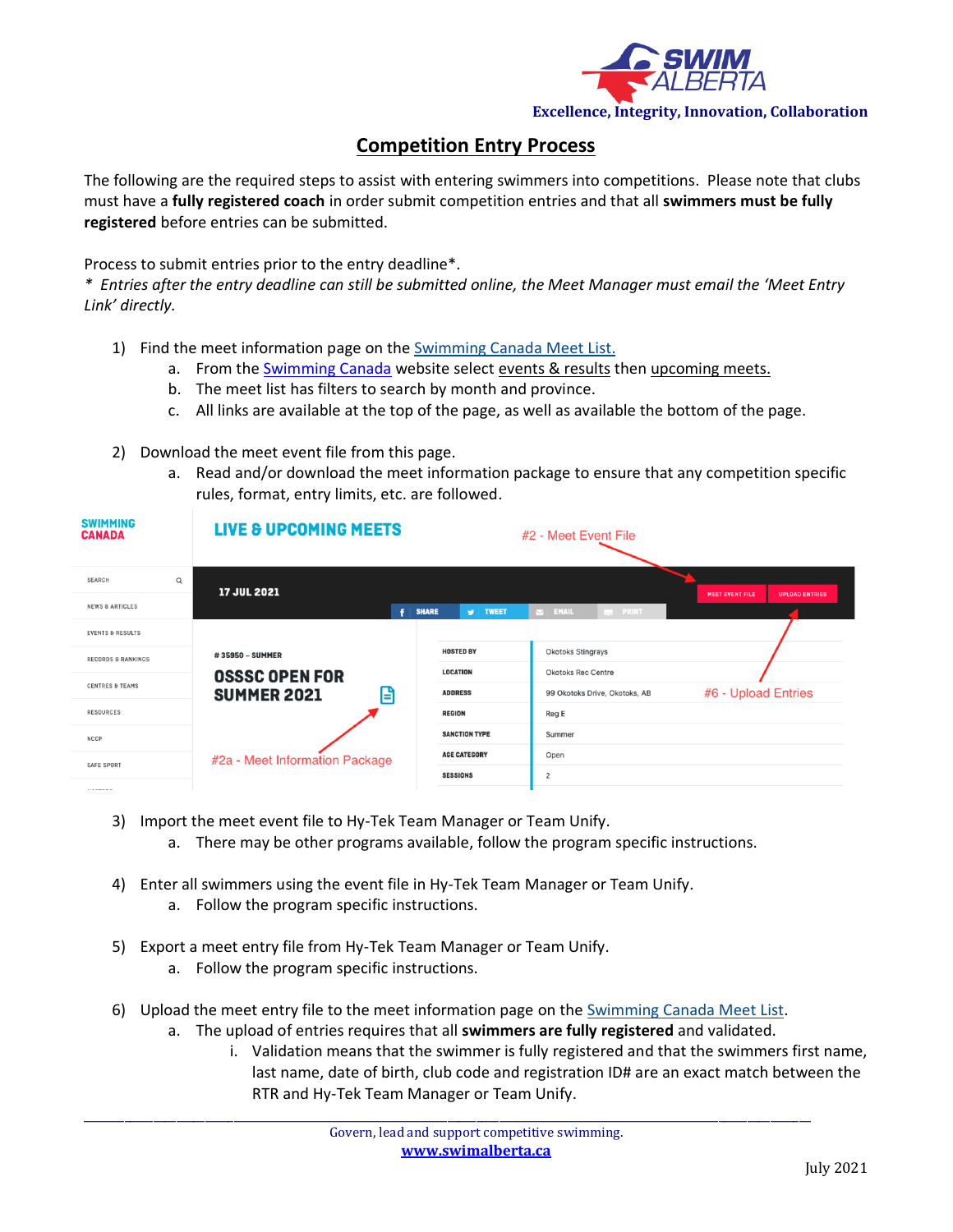Excellence, Integrity, Innovation, Collaboration

# Competition Entry Process

The following are the required steps to assist with entering swimmers into competitions. Please note that clubs must have a **fully registered coach** in order submit competition entries and that all **swimmers must be fully registered** before entries can be submitted.

Process to submit entries prior to the entry deadline*.
*\* Entries after the entry deadline can still be submitted online, the Meet Manager must email the 'Meet Entry Link' directly.*

1) Find the meet information page on the Swimming Canada Meet List.
   a. From the Swimming Canada website select events & results then upcoming meets.
   b. The meet list has filters to search by month and province.
   c. All links are available at the top of the page, as well as available the bottom of the page.

2) Download the meet event file from this page.
   a. Read and/or download the meet information package to ensure that any competition specific rules, format, entry limits, etc. are followed.

3) Import the meet event file to Hy-Tek Team Manager or Team Unify.
   a. There may be other programs available, follow the program specific instructions.

4) Enter all swimmers using the event file in Hy-Tek Team Manager or Team Unify.
   a. Follow the program specific instructions.

5) Export a meet entry file from Hy-Tek Team Manager or Team Unify.
   a. Follow the program specific instructions.

6) Upload the meet entry file to the meet information page on the Swimming Canada Meet List.
   a. The upload of entries requires that all **swimmers are fully registered** and validated.
      i. Validation means that the swimmer is fully registered and that the swimmers first name, last name, date of birth, club code and registration ID# are an exact match between the RTR and Hy-Tek Team Manager or Team Unify.

Govern, lead and support competitive swimming.
www.swimalberta.ca

July 2021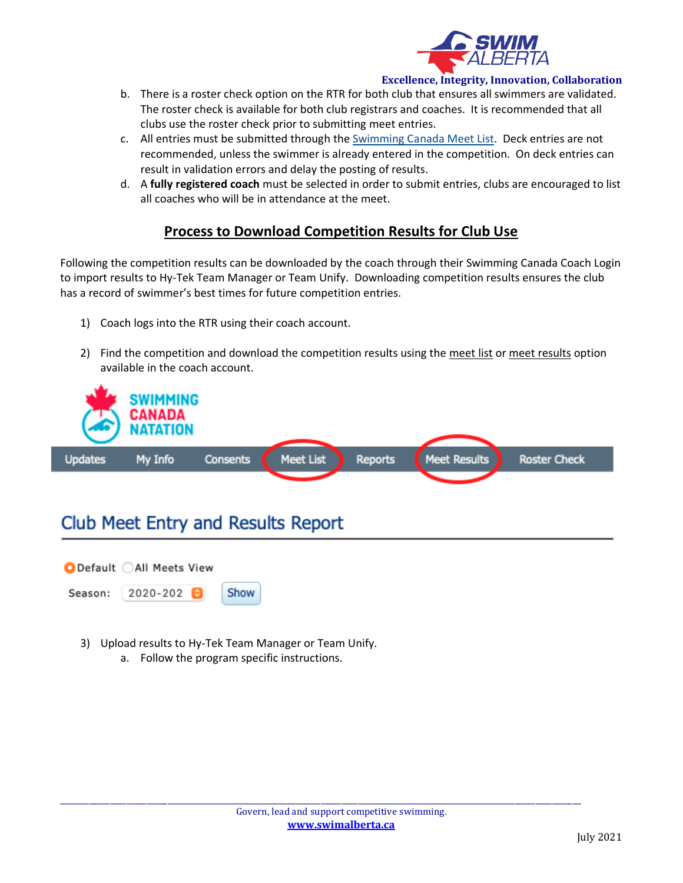b. There is a roster check option on the RTR for both club that ensures all swimmers are validated. The roster check is available for both club registrars and coaches. It is recommended that all clubs use the roster check prior to submitting meet entries.

c. All entries must be submitted through the Swimming Canada Meet List. Deck entries are not recommended, unless the swimmer is already entered in the competition. On deck entries can result in validation errors and delay the posting of results.

d. A **fully registered coach** must be selected in order to submit entries, clubs are encouraged to list all coaches who will be in attendance at the meet.

## Process to Download Competition Results for Club Use

Following the competition results can be downloaded by the coach through their Swimming Canada Coach Login to import results to Hy-Tek Team Manager or Team Unify. Downloading competition results ensures the club has a record of swimmer's best times for future competition entries.

1) Coach logs into the RTR using their coach account.

2) Find the competition and download the competition results using the meet list or meet results option available in the coach account.

SWIMMING CANADA NATATION

Updates | My Info | Consents | Meet List | Reports | Meet Results | Roster Check

Club Meet Entry and Results Report

Default All Meets View

Season: 2020-202 Show

3) Upload results to Hy-Tek Team Manager or Team Unify.
   a. Follow the program specific instructions.